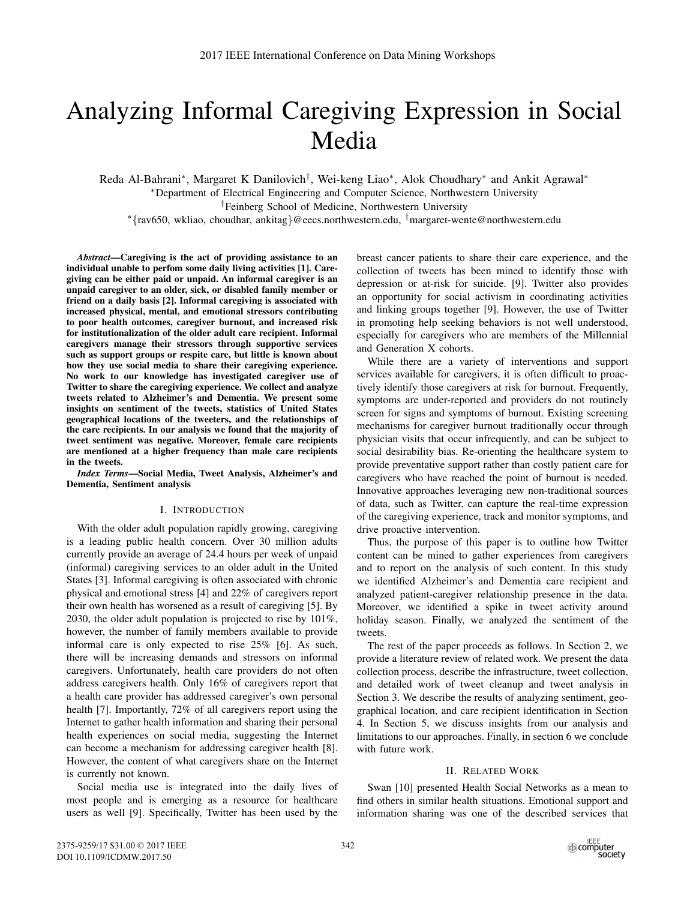# Analyzing Informal Caregiving Expression in Social Media

Reda Al-Bahrani[∗], Margaret K Danilovich[†], Wei-keng Liao[∗], Alok Choudhary[∗] and Ankit Agrawal[∗]

[∗]Department of Electrical Engineering and Computer Science, Northwestern University

[†]Feinberg School of Medicine, Northwestern University

[∗]{rav650, wkliao, choudhar, ankitag}@eecs.northwestern.edu, [†]margaret-wente@northwestern.edu

***Abstract*—Caregiving is the act of providing assistance to an individual unable to perfom some daily living activities [1]. Caregiving can be either paid or unpaid. An informal caregiver is an unpaid caregiver to an older, sick, or disabled family member or friend on a daily basis [2]. Informal caregiving is associated with increased physical, mental, and emotional stressors contributing to poor health outcomes, caregiver burnout, and increased risk for institutionalization of the older adult care recipient. Informal caregivers manage their stressors through supportive services such as support groups or respite care, but little is known about how they use social media to share their caregiving experience. No work to our knowledge has investigated caregiver use of Twitter to share the caregiving experience. We collect and analyze tweets related to Alzheimer's and Dementia. We present some insights on sentiment of the tweets, statistics of United States geographical locations of the tweeters, and the relationships of the care recipients. In our analysis we found that the majority of tweet sentiment was negative. Moreover, female care recipients are mentioned at a higher frequency than male care recipients in the tweets.**

***Index Terms*—Social Media, Tweet Analysis, Alzheimer's and Dementia, Sentiment analysis**

## I. Introduction

With the older adult population rapidly growing, caregiving is a leading public health concern. Over 30 million adults currently provide an average of 24.4 hours per week of unpaid (informal) caregiving services to an older adult in the United States [3]. Informal caregiving is often associated with chronic physical and emotional stress [4] and 22% of caregivers report their own health has worsened as a result of caregiving [5]. By 2030, the older adult population is projected to rise by 101%, however, the number of family members available to provide informal care is only expected to rise 25% [6]. As such, there will be increasing demands and stressors on informal caregivers. Unfortunately, health care providers do not often address caregivers health. Only 16% of caregivers report that a health care provider has addressed caregiver's own personal health [7]. Importantly, 72% of all caregivers report using the Internet to gather health information and sharing their personal health experiences on social media, suggesting the Internet can become a mechanism for addressing caregiver health [8]. However, the content of what caregivers share on the Internet is currently not known.

Social media use is integrated into the daily lives of most people and is emerging as a resource for healthcare users as well [9]. Specifically, Twitter has been used by the breast cancer patients to share their care experience, and the collection of tweets has been mined to identify those with depression or at-risk for suicide. [9]. Twitter also provides an opportunity for social activism in coordinating activities and linking groups together [9]. However, the use of Twitter in promoting help seeking behaviors is not well understood, especially for caregivers who are members of the Millennial and Generation X cohorts.

While there are a variety of interventions and support services available for caregivers, it is often difficult to proactively identify those caregivers at risk for burnout. Frequently, symptoms are under-reported and providers do not routinely screen for signs and symptoms of burnout. Existing screening mechanisms for caregiver burnout traditionally occur through physician visits that occur infrequently, and can be subject to social desirability bias. Re-orienting the healthcare system to provide preventative support rather than costly patient care for caregivers who have reached the point of burnout is needed. Innovative approaches leveraging new non-traditional sources of data, such as Twitter, can capture the real-time expression of the caregiving experience, track and monitor symptoms, and drive proactive intervention.

Thus, the purpose of this paper is to outline how Twitter content can be mined to gather experiences from caregivers and to report on the analysis of such content. In this study we identified Alzheimer's and Dementia care recipient and analyzed patient-caregiver relationship presence in the data. Moreover, we identified a spike in tweet activity around holiday season. Finally, we analyzed the sentiment of the tweets.

The rest of the paper proceeds as follows. In Section 2, we provide a literature review of related work. We present the data collection process, describe the infrastructure, tweet collection, and detailed work of tweet cleanup and tweet analysis in Section 3. We describe the results of analyzing sentiment, geographical location, and care recipient identification in Section 4. In Section 5, we discuss insights from our analysis and limitations to our approaches. Finally, in section 6 we conclude with future work.

## II. Related Work

Swan [10] presented Health Social Networks as a mean to find others in similar health situations. Emotional support and information sharing was one of the described services that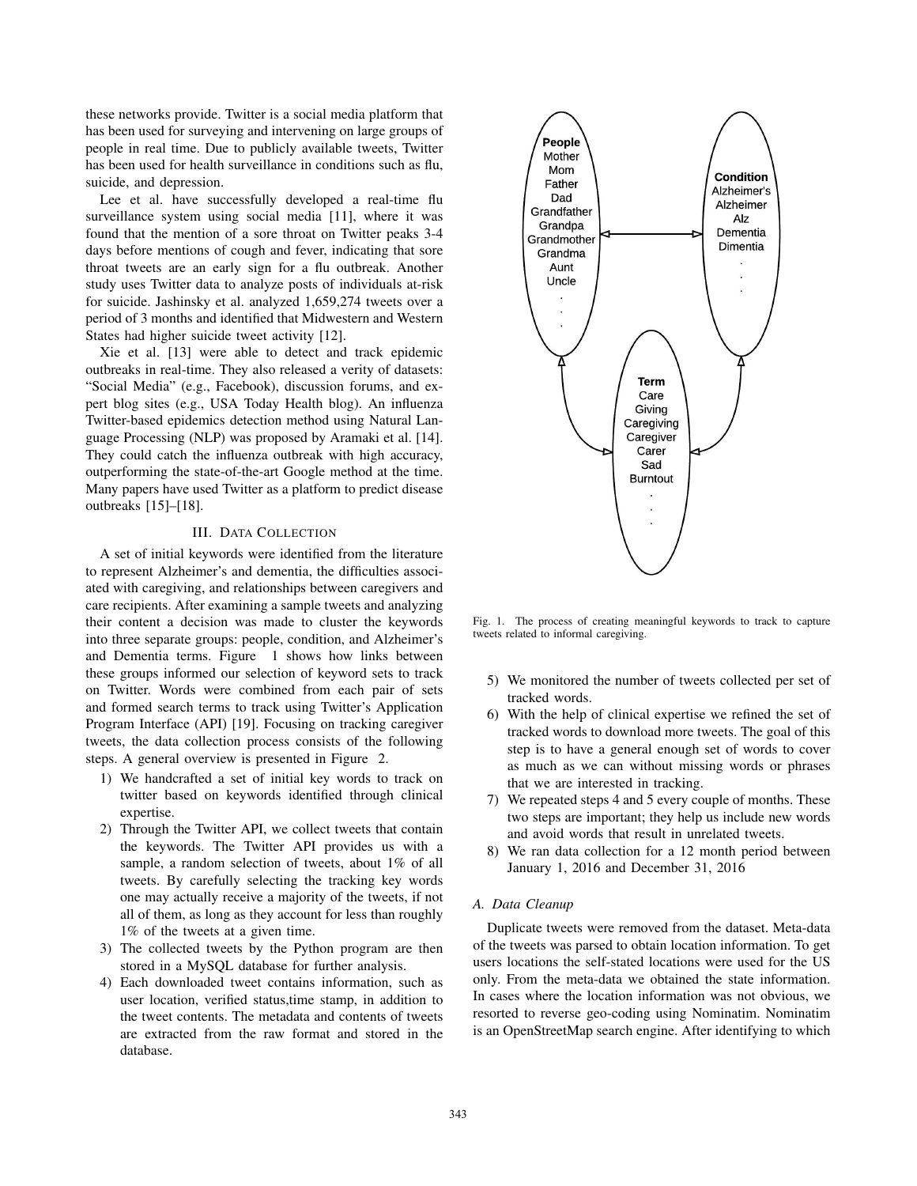these networks provide. Twitter is a social media platform that has been used for surveying and intervening on large groups of people in real time. Due to publicly available tweets, Twitter has been used for health surveillance in conditions such as flu, suicide, and depression.

Lee et al. have successfully developed a real-time flu surveillance system using social media [11], where it was found that the mention of a sore throat on Twitter peaks 3-4 days before mentions of cough and fever, indicating that sore throat tweets are an early sign for a flu outbreak. Another study uses Twitter data to analyze posts of individuals at-risk for suicide. Jashinsky et al. analyzed 1,659,274 tweets over a period of 3 months and identified that Midwestern and Western States had higher suicide tweet activity [12].

Xie et al. [13] were able to detect and track epidemic outbreaks in real-time. They also released a verity of datasets: "Social Media" (e.g., Facebook), discussion forums, and expert blog sites (e.g., USA Today Health blog). An influenza Twitter-based epidemics detection method using Natural Language Processing (NLP) was proposed by Aramaki et al. [14]. They could catch the influenza outbreak with high accuracy, outperforming the state-of-the-art Google method at the time. Many papers have used Twitter as a platform to predict disease outbreaks [15]–[18].

## III. Data Collection

A set of initial keywords were identified from the literature to represent Alzheimer's and dementia, the difficulties associated with caregiving, and relationships between caregivers and care recipients. After examining a sample tweets and analyzing their content a decision was made to cluster the keywords into three separate groups: people, condition, and Alzheimer's and Dementia terms. Figure 1 shows how links between these groups informed our selection of keyword sets to track on Twitter. Words were combined from each pair of sets and formed search terms to track using Twitter's Application Program Interface (API) [19]. Focusing on tracking caregiver tweets, the data collection process consists of the following steps. A general overview is presented in Figure 2.

1) We handcrafted a set of initial key words to track on twitter based on keywords identified through clinical expertise.
2) Through the Twitter API, we collect tweets that contain the keywords. The Twitter API provides us with a sample, a random selection of tweets, about 1% of all tweets. By carefully selecting the tracking key words one may actually receive a majority of the tweets, if not all of them, as long as they account for less than roughly 1% of the tweets at a given time.
3) The collected tweets by the Python program are then stored in a MySQL database for further analysis.
4) Each downloaded tweet contains information, such as user location, verified status,time stamp, in addition to the tweet contents. The metadata and contents of tweets are extracted from the raw format and stored in the database.

**People**
Mother
Mom
Father
Dad
Grandfather
Grandpa
Grandmother
Grandma
Aunt
Uncle
.
.
.

**Condition**
Alzheimer's
Alzheimer
Alz
Dementia
Dimentia
.
.
.

**Term**
Care
Giving
Caregiving
Caregiver
Carer
Sad
Burntout
.
.
.

Fig. 1. The process of creating meaningful keywords to track to capture tweets related to informal caregiving.

5) We monitored the number of tweets collected per set of tracked words.
6) With the help of clinical expertise we refined the set of tracked words to download more tweets. The goal of this step is to have a general enough set of words to cover as much as we can without missing words or phrases that we are interested in tracking.
7) We repeated steps 4 and 5 every couple of months. These two steps are important; they help us include new words and avoid words that result in unrelated tweets.
8) We ran data collection for a 12 month period between January 1, 2016 and December 31, 2016

### A. Data Cleanup

Duplicate tweets were removed from the dataset. Meta-data of the tweets was parsed to obtain location information. To get users locations the self-stated locations were used for the US only. From the meta-data we obtained the state information. In cases where the location information was not obvious, we resorted to reverse geo-coding using Nominatim. Nominatim is an OpenStreetMap search engine. After identifying to which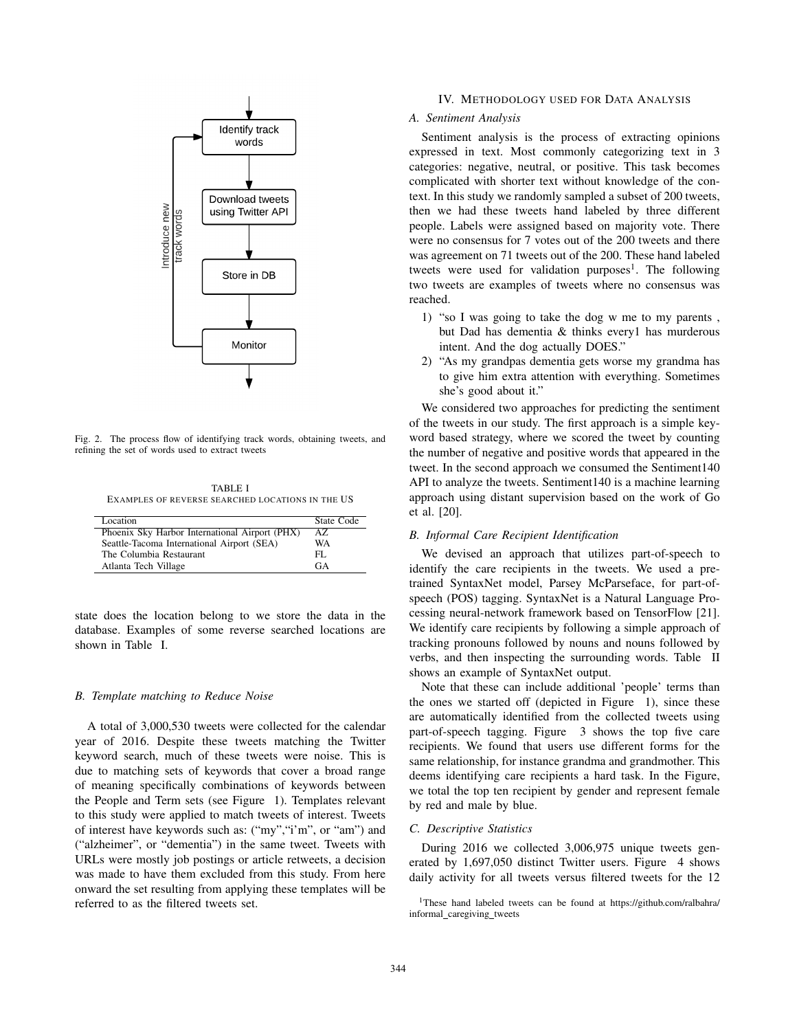Fig. 2. The process flow of identifying track words, obtaining tweets, and refining the set of words used to extract tweets

TABLE I
EXAMPLES OF REVERSE SEARCHED LOCATIONS IN THE US

| Location | State Code |
|---|---|
| Phoenix Sky Harbor International Airport (PHX) | AZ |
| Seattle-Tacoma International Airport (SEA) | WA |
| The Columbia Restaurant | FL |
| Atlanta Tech Village | GA |

state does the location belong to we store the data in the database. Examples of some reverse searched locations are shown in Table I.

### B. Template matching to Reduce Noise

A total of 3,000,530 tweets were collected for the calendar year of 2016. Despite these tweets matching the Twitter keyword search, much of these tweets were noise. This is due to matching sets of keywords that cover a broad range of meaning specifically combinations of keywords between the People and Term sets (see Figure 1). Templates relevant to this study were applied to match tweets of interest. Tweets of interest have keywords such as: ("my","i'm", or "am") and ("alzheimer", or "dementia") in the same tweet. Tweets with URLs were mostly job postings or article retweets, a decision was made to have them excluded from this study. From here onward the set resulting from applying these templates will be referred to as the filtered tweets set.

## IV. METHODOLOGY USED FOR DATA ANALYSIS

### A. Sentiment Analysis

Sentiment analysis is the process of extracting opinions expressed in text. Most commonly categorizing text in 3 categories: negative, neutral, or positive. This task becomes complicated with shorter text without knowledge of the context. In this study we randomly sampled a subset of 200 tweets, then we had these tweets hand labeled by three different people. Labels were assigned based on majority vote. There were no consensus for 7 votes out of the 200 tweets and there was agreement on 71 tweets out of the 200. These hand labeled tweets were used for validation purposes[1]. The following two tweets are examples of tweets where no consensus was reached.

1) "so I was going to take the dog w me to my parents , but Dad has dementia & thinks every1 has murderous intent. And the dog actually DOES."
2) "As my grandpas dementia gets worse my grandma has to give him extra attention with everything. Sometimes she's good about it."

We considered two approaches for predicting the sentiment of the tweets in our study. The first approach is a simple keyword based strategy, where we scored the tweet by counting the number of negative and positive words that appeared in the tweet. In the second approach we consumed the Sentiment140 API to analyze the tweets. Sentiment140 is a machine learning approach using distant supervision based on the work of Go et al. [20].

### B. Informal Care Recipient Identification

We devised an approach that utilizes part-of-speech to identify the care recipients in the tweets. We used a pre-trained SyntaxNet model, Parsey McParseface, for part-of-speech (POS) tagging. SyntaxNet is a Natural Language Processing neural-network framework based on TensorFlow [21]. We identify care recipients by following a simple approach of tracking pronouns followed by nouns and nouns followed by verbs, and then inspecting the surrounding words. Table II shows an example of SyntaxNet output.

Note that these can include additional 'people' terms than the ones we started off (depicted in Figure 1), since these are automatically identified from the collected tweets using part-of-speech tagging. Figure 3 shows the top five care recipients. We found that users use different forms for the same relationship, for instance grandma and grandmother. This deems identifying care recipients a hard task. In the Figure, we total the top ten recipient by gender and represent female by red and male by blue.

### C. Descriptive Statistics

During 2016 we collected 3,006,975 unique tweets generated by 1,697,050 distinct Twitter users. Figure 4 shows daily activity for all tweets versus filtered tweets for the 12

[1]These hand labeled tweets can be found at https://github.com/ralbahra/informal_caregiving_tweets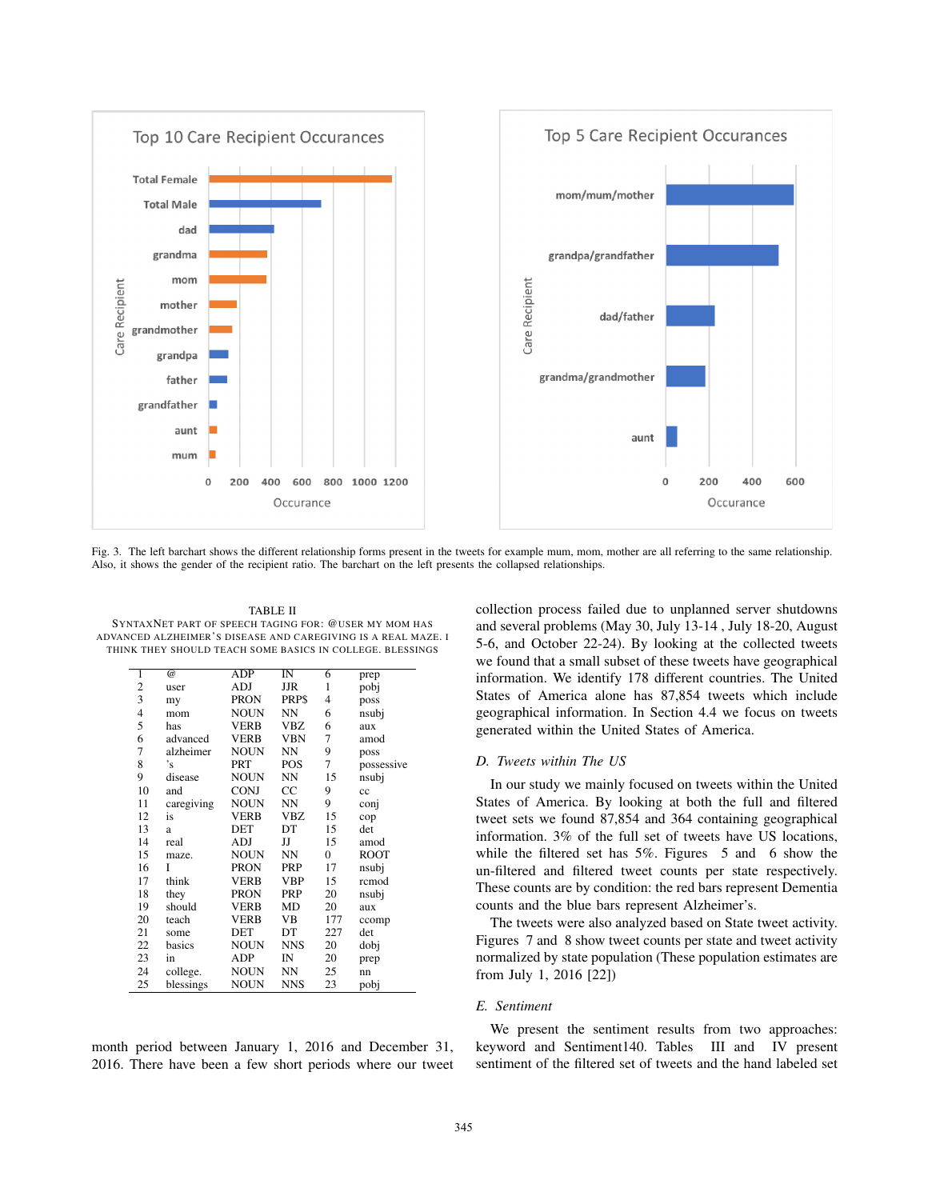Fig. 3. The left barchart shows the different relationship forms present in the tweets for example mum, mom, mother are all referring to the same relationship. Also, it shows the gender of the recipient ratio. The barchart on the left presents the collapsed relationships.

TABLE II
SYNTAXNET PART OF SPEECH TAGING FOR: @USER MY MOM HAS ADVANCED ALZHEIMER'S DISEASE AND CAREGIVING IS A REAL MAZE. I THINK THEY SHOULD TEACH SOME BASICS IN COLLEGE. BLESSINGS

| | | | | | |
|---|---|---|---|---|---|
| 1 | @ | ADP | IN | 6 | prep |
| 2 | user | ADJ | JJR | 1 | pobj |
| 3 | my | PRON | PRP$ | 4 | poss |
| 4 | mom | NOUN | NN | 6 | nsubj |
| 5 | has | VERB | VBZ | 6 | aux |
| 6 | advanced | VERB | VBN | 7 | amod |
| 7 | alzheimer | NOUN | NN | 9 | poss |
| 8 | 's | PRT | POS | 7 | possessive |
| 9 | disease | NOUN | NN | 15 | nsubj |
| 10 | and | CONJ | CC | 9 | cc |
| 11 | caregiving | NOUN | NN | 9 | conj |
| 12 | is | VERB | VBZ | 15 | cop |
| 13 | a | DET | DT | 15 | det |
| 14 | real | ADJ | JJ | 15 | amod |
| 15 | maze. | NOUN | NN | 0 | ROOT |
| 16 | I | PRON | PRP | 17 | nsubj |
| 17 | think | VERB | VBP | 15 | rcmod |
| 18 | they | PRON | PRP | 20 | nsubj |
| 19 | should | VERB | MD | 20 | aux |
| 20 | teach | VERB | VB | 177 | ccomp |
| 21 | some | DET | DT | 227 | det |
| 22 | basics | NOUN | NNS | 20 | dobj |
| 23 | in | ADP | IN | 20 | prep |
| 24 | college. | NOUN | NN | 25 | nn |
| 25 | blessings | NOUN | NNS | 23 | pobj |

month period between January 1, 2016 and December 31, 2016. There have been a few short periods where our tweet collection process failed due to unplanned server shutdowns and several problems (May 30, July 13-14 , July 18-20, August 5-6, and October 22-24). By looking at the collected tweets we found that a small subset of these tweets have geographical information. We identify 178 different countries. The United States of America alone has 87,854 tweets which include geographical information. In Section 4.4 we focus on tweets generated within the United States of America.

### D. Tweets within The US

In our study we mainly focused on tweets within the United States of America. By looking at both the full and filtered tweet sets we found 87,854 and 364 containing geographical information. 3% of the full set of tweets have US locations, while the filtered set has 5%. Figures 5 and 6 show the un-filtered and filtered tweet counts per state respectively. These counts are by condition: the red bars represent Dementia counts and the blue bars represent Alzheimer's.

The tweets were also analyzed based on State tweet activity. Figures 7 and 8 show tweet counts per state and tweet activity normalized by state population (These population estimates are from July 1, 2016 [22])

### E. Sentiment

We present the sentiment results from two approaches: keyword and Sentiment140. Tables III and IV present sentiment of the filtered set of tweets and the hand labeled set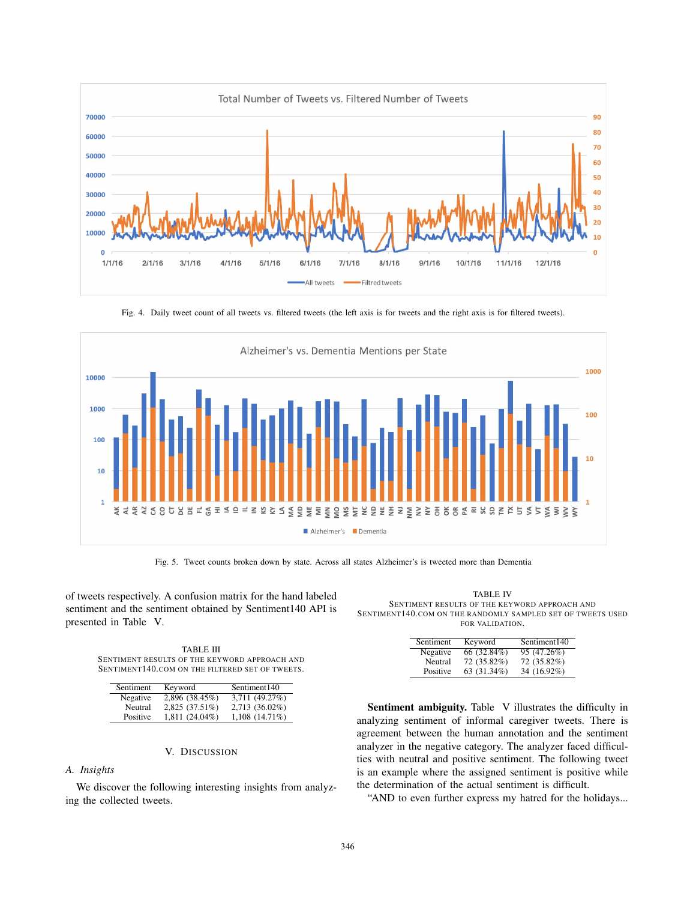Fig. 4. Daily tweet count of all tweets vs. filtered tweets (the left axis is for tweets and the right axis is for filtered tweets).

Fig. 5. Tweet counts broken down by state. Across all states Alzheimer's is tweeted more than Dementia

of tweets respectively. A confusion matrix for the hand labeled sentiment and the sentiment obtained by Sentiment140 API is presented in Table V.

TABLE III
SENTIMENT RESULTS OF THE KEYWORD APPROACH AND SENTIMENT140.COM ON THE FILTERED SET OF TWEETS.

| Sentiment | Keyword | Sentiment140 |
|---|---|---|
| Negative | 2,896 (38.45%) | 3,711 (49.27%) |
| Neutral | 2,825 (37.51%) | 2,713 (36.02%) |
| Positive | 1,811 (24.04%) | 1,108 (14.71%) |

## V. DISCUSSION

### A. Insights

We discover the following interesting insights from analyzing the collected tweets.

TABLE IV
SENTIMENT RESULTS OF THE KEYWORD APPROACH AND SENTIMENT140.COM ON THE RANDOMLY SAMPLED SET OF TWEETS USED FOR VALIDATION.

| Sentiment | Keyword | Sentiment140 |
|---|---|---|
| Negative | 66 (32.84%) | 95 (47.26%) |
| Neutral | 72 (35.82%) | 72 (35.82%) |
| Positive | 63 (31.34%) | 34 (16.92%) |

**Sentiment ambiguity.** Table V illustrates the difficulty in analyzing sentiment of informal caregiver tweets. There is agreement between the human annotation and the sentiment analyzer in the negative category. The analyzer faced difficulties with neutral and positive sentiment. The following tweet is an example where the assigned sentiment is positive while the determination of the actual sentiment is difficult.

"AND to even further express my hatred for the holidays...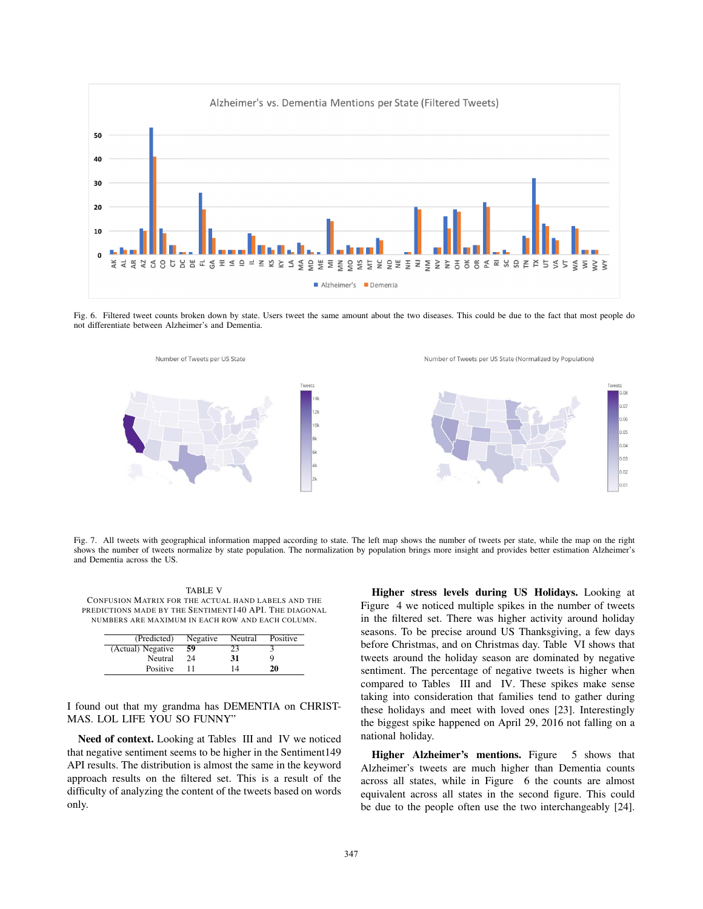Fig. 6. Filtered tweet counts broken down by state. Users tweet the same amount about the two diseases. This could be due to the fact that most people do not differentiate between Alzheimer's and Dementia.

Fig. 7. All tweets with geographical information mapped according to state. The left map shows the number of tweets per state, while the map on the right shows the number of tweets normalize by state population. The normalization by population brings more insight and provides better estimation Alzheimer's and Dementia across the US.

TABLE V
CONFUSION MATRIX FOR THE ACTUAL HAND LABELS AND THE PREDICTIONS MADE BY THE SENTIMENT140 API. THE DIAGONAL NUMBERS ARE MAXIMUM IN EACH ROW AND EACH COLUMN.

| (Predicted) | Negative | Neutral | Positive |
|---|---|---|---|
| (Actual) Negative | **59** | 23 | 3 |
| Neutral | 24 | **31** | 9 |
| Positive | 11 | 14 | **20** |

I found out that my grandma has DEMENTIA on CHRISTMAS. LOL LIFE YOU SO FUNNY"

**Need of context.** Looking at Tables III and IV we noticed that negative sentiment seems to be higher in the Sentiment149 API results. The distribution is almost the same in the keyword approach results on the filtered set. This is a result of the difficulty of analyzing the content of the tweets based on words only.

**Higher stress levels during US Holidays.** Looking at Figure 4 we noticed multiple spikes in the number of tweets in the filtered set. There was higher activity around holiday seasons. To be precise around US Thanksgiving, a few days before Christmas, and on Christmas day. Table VI shows that tweets around the holiday season are dominated by negative sentiment. The percentage of negative tweets is higher when compared to Tables III and IV. These spikes make sense taking into consideration that families tend to gather during these holidays and meet with loved ones [23]. Interestingly the biggest spike happened on April 29, 2016 not falling on a national holiday.

**Higher Alzheimer's mentions.** Figure 5 shows that Alzheimer's tweets are much higher than Dementia counts across all states, while in Figure 6 the counts are almost equivalent across all states in the second figure. This could be due to the people often use the two interchangeably [24].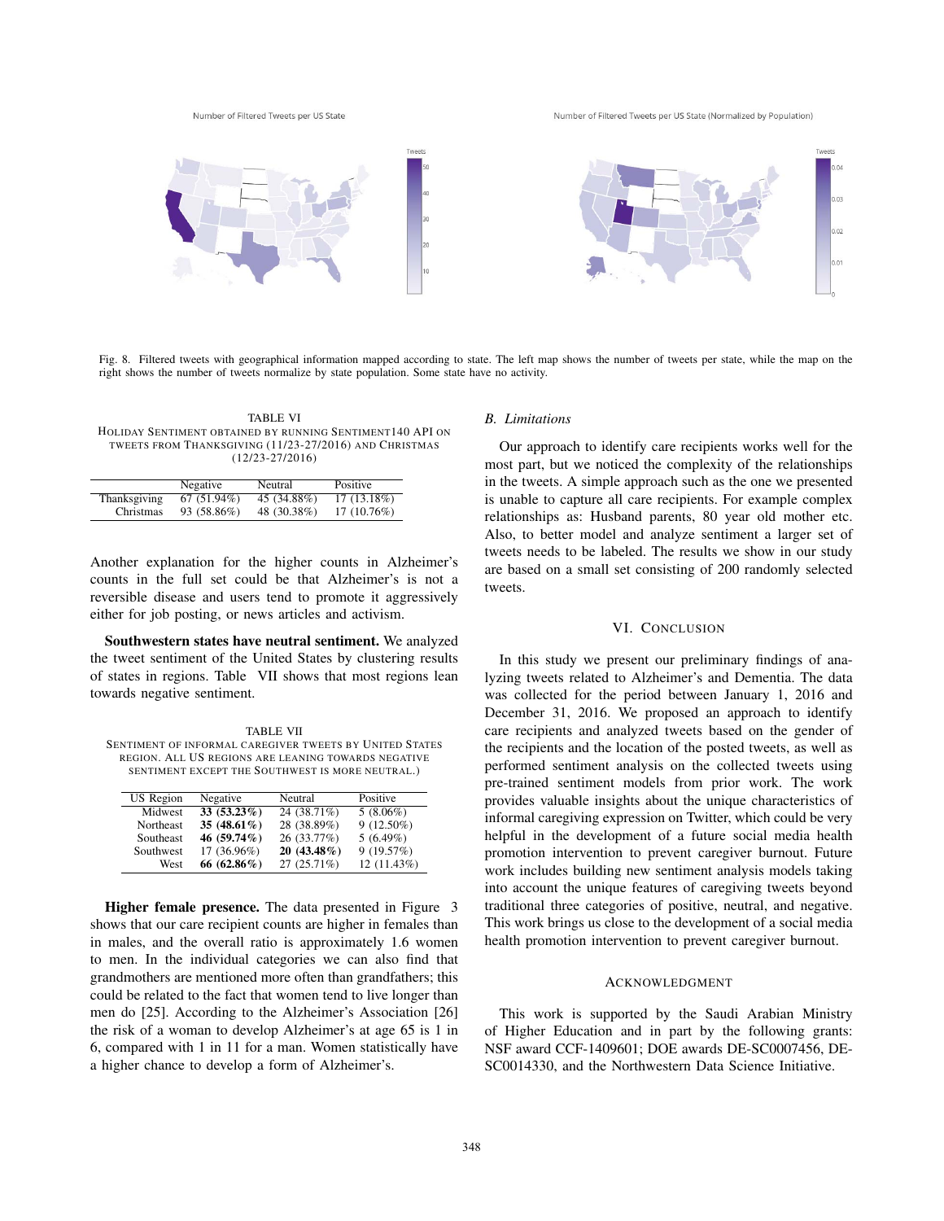Fig. 8. Filtered tweets with geographical information mapped according to state. The left map shows the number of tweets per state, while the map on the right shows the number of tweets normalize by state population. Some state have no activity.

TABLE VI
HOLIDAY SENTIMENT OBTAINED BY RUNNING SENTIMENT140 API ON TWEETS FROM THANKSGIVING (11/23-27/2016) AND CHRISTMAS (12/23-27/2016)

| | Negative | Neutral | Positive |
|---|---|---|---|
| Thanksgiving | 67 (51.94%) | 45 (34.88%) | 17 (13.18%) |
| Christmas | 93 (58.86%) | 48 (30.38%) | 17 (10.76%) |

Another explanation for the higher counts in Alzheimer's counts in the full set could be that Alzheimer's is not a reversible disease and users tend to promote it aggressively either for job posting, or news articles and activism.

**Southwestern states have neutral sentiment.** We analyzed the tweet sentiment of the United States by clustering results of states in regions. Table VII shows that most regions lean towards negative sentiment.

TABLE VII
SENTIMENT OF INFORMAL CAREGIVER TWEETS BY UNITED STATES REGION. ALL US REGIONS ARE LEANING TOWARDS NEGATIVE SENTIMENT EXCEPT THE SOUTHWEST IS MORE NEUTRAL.)

| US Region | Negative | Neutral | Positive |
|---|---|---|---|
| Midwest | **33 (53.23%)** | 24 (38.71%) | 5 (8.06%) |
| Northeast | **35 (48.61%)** | 28 (38.89%) | 9 (12.50%) |
| Southeast | **46 (59.74%)** | 26 (33.77%) | 5 (6.49%) |
| Southwest | 17 (36.96%) | **20 (43.48%)** | 9 (19.57%) |
| West | **66 (62.86%)** | 27 (25.71%) | 12 (11.43%) |

**Higher female presence.** The data presented in Figure 3 shows that our care recipient counts are higher in females than in males, and the overall ratio is approximately 1.6 women to men. In the individual categories we can also find that grandmothers are mentioned more often than grandfathers; this could be related to the fact that women tend to live longer than men do [25]. According to the Alzheimer's Association [26] the risk of a woman to develop Alzheimer's at age 65 is 1 in 6, compared with 1 in 11 for a man. Women statistically have a higher chance to develop a form of Alzheimer's.

### *B. Limitations*

Our approach to identify care recipients works well for the most part, but we noticed the complexity of the relationships in the tweets. A simple approach such as the one we presented is unable to capture all care recipients. For example complex relationships as: Husband parents, 80 year old mother etc. Also, to better model and analyze sentiment a larger set of tweets needs to be labeled. The results we show in our study are based on a small set consisting of 200 randomly selected tweets.

## VI. CONCLUSION

In this study we present our preliminary findings of analyzing tweets related to Alzheimer's and Dementia. The data was collected for the period between January 1, 2016 and December 31, 2016. We proposed an approach to identify care recipients and analyzed tweets based on the gender of the recipients and the location of the posted tweets, as well as performed sentiment analysis on the collected tweets using pre-trained sentiment models from prior work. The work provides valuable insights about the unique characteristics of informal caregiving expression on Twitter, which could be very helpful in the development of a future social media health promotion intervention to prevent caregiver burnout. Future work includes building new sentiment analysis models taking into account the unique features of caregiving tweets beyond traditional three categories of positive, neutral, and negative. This work brings us close to the development of a social media health promotion intervention to prevent caregiver burnout.

## ACKNOWLEDGMENT

This work is supported by the Saudi Arabian Ministry of Higher Education and in part by the following grants: NSF award CCF-1409601; DOE awards DE-SC0007456, DE-SC0014330, and the Northwestern Data Science Initiative.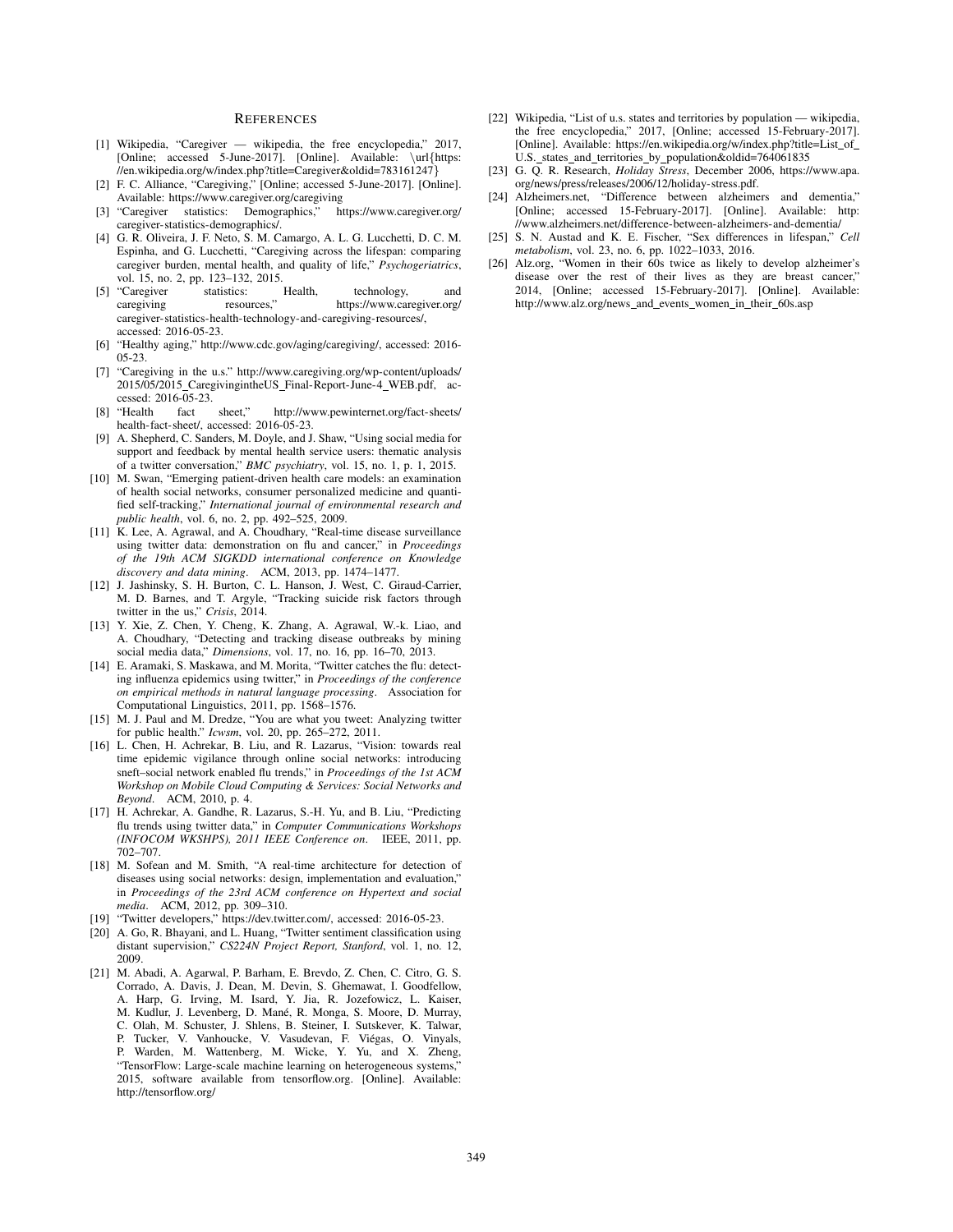## References

[1] Wikipedia, "Caregiver — wikipedia, the free encyclopedia," 2017, [Online; accessed 5-June-2017]. [Online]. Available: \url{https://en.wikipedia.org/w/index.php?title=Caregiver&oldid=783161247}

[2] F. C. Alliance, "Caregiving," [Online; accessed 5-June-2017]. [Online]. Available: https://www.caregiver.org/caregiving

[3] "Caregiver statistics: Demographics," https://www.caregiver.org/caregiver-statistics-demographics/.

[4] G. R. Oliveira, J. F. Neto, S. M. Camargo, A. L. G. Lucchetti, D. C. M. Espinha, and G. Lucchetti, "Caregiving across the lifespan: comparing caregiver burden, mental health, and quality of life," *Psychogeriatrics*, vol. 15, no. 2, pp. 123–132, 2015.

[5] "Caregiver statistics: Health, technology, and caregiving resources," https://www.caregiver.org/caregiver-statistics-health-technology-and-caregiving-resources/, accessed: 2016-05-23.

[6] "Healthy aging," http://www.cdc.gov/aging/caregiving/, accessed: 2016-05-23.

[7] "Caregiving in the u.s." http://www.caregiving.org/wp-content/uploads/2015/05/2015_CaregivingintheUS_Final-Report-June-4_WEB.pdf, accessed: 2016-05-23.

[8] "Health fact sheet," http://www.pewinternet.org/fact-sheets/health-fact-sheet/, accessed: 2016-05-23.

[9] A. Shepherd, C. Sanders, M. Doyle, and J. Shaw, "Using social media for support and feedback by mental health service users: thematic analysis of a twitter conversation," *BMC psychiatry*, vol. 15, no. 1, p. 1, 2015.

[10] M. Swan, "Emerging patient-driven health care models: an examination of health social networks, consumer personalized medicine and quantified self-tracking," *International journal of environmental research and public health*, vol. 6, no. 2, pp. 492–525, 2009.

[11] K. Lee, A. Agrawal, and A. Choudhary, "Real-time disease surveillance using twitter data: demonstration on flu and cancer," in *Proceedings of the 19th ACM SIGKDD international conference on Knowledge discovery and data mining*. ACM, 2013, pp. 1474–1477.

[12] J. Jashinsky, S. H. Burton, C. L. Hanson, J. West, C. Giraud-Carrier, M. D. Barnes, and T. Argyle, "Tracking suicide risk factors through twitter in the us," *Crisis*, 2014.

[13] Y. Xie, Z. Chen, Y. Cheng, K. Zhang, A. Agrawal, W.-k. Liao, and A. Choudhary, "Detecting and tracking disease outbreaks by mining social media data," *Dimensions*, vol. 17, no. 16, pp. 16–70, 2013.

[14] E. Aramaki, S. Maskawa, and M. Morita, "Twitter catches the flu: detecting influenza epidemics using twitter," in *Proceedings of the conference on empirical methods in natural language processing*. Association for Computational Linguistics, 2011, pp. 1568–1576.

[15] M. J. Paul and M. Dredze, "You are what you tweet: Analyzing twitter for public health." *Icwsm*, vol. 20, pp. 265–272, 2011.

[16] L. Chen, H. Achrekar, B. Liu, and R. Lazarus, "Vision: towards real time epidemic vigilance through online social networks: introducing sneft–social network enabled flu trends," in *Proceedings of the 1st ACM Workshop on Mobile Cloud Computing & Services: Social Networks and Beyond*. ACM, 2010, p. 4.

[17] H. Achrekar, A. Gandhe, R. Lazarus, S.-H. Yu, and B. Liu, "Predicting flu trends using twitter data," in *Computer Communications Workshops (INFOCOM WKSHPS), 2011 IEEE Conference on*. IEEE, 2011, pp. 702–707.

[18] M. Sofean and M. Smith, "A real-time architecture for detection of diseases using social networks: design, implementation and evaluation," in *Proceedings of the 23rd ACM conference on Hypertext and social media*. ACM, 2012, pp. 309–310.

[19] "Twitter developers," https://dev.twitter.com/, accessed: 2016-05-23.

[20] A. Go, R. Bhayani, and L. Huang, "Twitter sentiment classification using distant supervision," *CS224N Project Report, Stanford*, vol. 1, no. 12, 2009.

[21] M. Abadi, A. Agarwal, P. Barham, E. Brevdo, Z. Chen, C. Citro, G. S. Corrado, A. Davis, J. Dean, M. Devin, S. Ghemawat, I. Goodfellow, A. Harp, G. Irving, M. Isard, Y. Jia, R. Jozefowicz, L. Kaiser, M. Kudlur, J. Levenberg, D. Mané, R. Monga, S. Moore, D. Murray, C. Olah, M. Schuster, J. Shlens, B. Steiner, I. Sutskever, K. Talwar, P. Tucker, V. Vanhoucke, V. Vasudevan, F. Viégas, O. Vinyals, P. Warden, M. Wattenberg, M. Wicke, Y. Yu, and X. Zheng, "TensorFlow: Large-scale machine learning on heterogeneous systems," 2015, software available from tensorflow.org. [Online]. Available: http://tensorflow.org/

[22] Wikipedia, "List of u.s. states and territories by population — wikipedia, the free encyclopedia," 2017, [Online; accessed 15-February-2017]. [Online]. Available: https://en.wikipedia.org/w/index.php?title=List_of_U.S._states_and_territories_by_population&oldid=764061835

[23] G. Q. R. Research, *Holiday Stress*, December 2006, https://www.apa.org/news/press/releases/2006/12/holiday-stress.pdf.

[24] Alzheimers.net, "Difference between alzheimers and dementia," [Online; accessed 15-February-2017]. [Online]. Available: http://www.alzheimers.net/difference-between-alzheimers-and-dementia/

[25] S. N. Austad and K. E. Fischer, "Sex differences in lifespan," *Cell metabolism*, vol. 23, no. 6, pp. 1022–1033, 2016.

[26] Alz.org, "Women in their 60s twice as likely to develop alzheimer's disease over the rest of their lives as they are breast cancer," 2014, [Online; accessed 15-February-2017]. [Online]. Available: http://www.alz.org/news_and_events_women_in_their_60s.asp